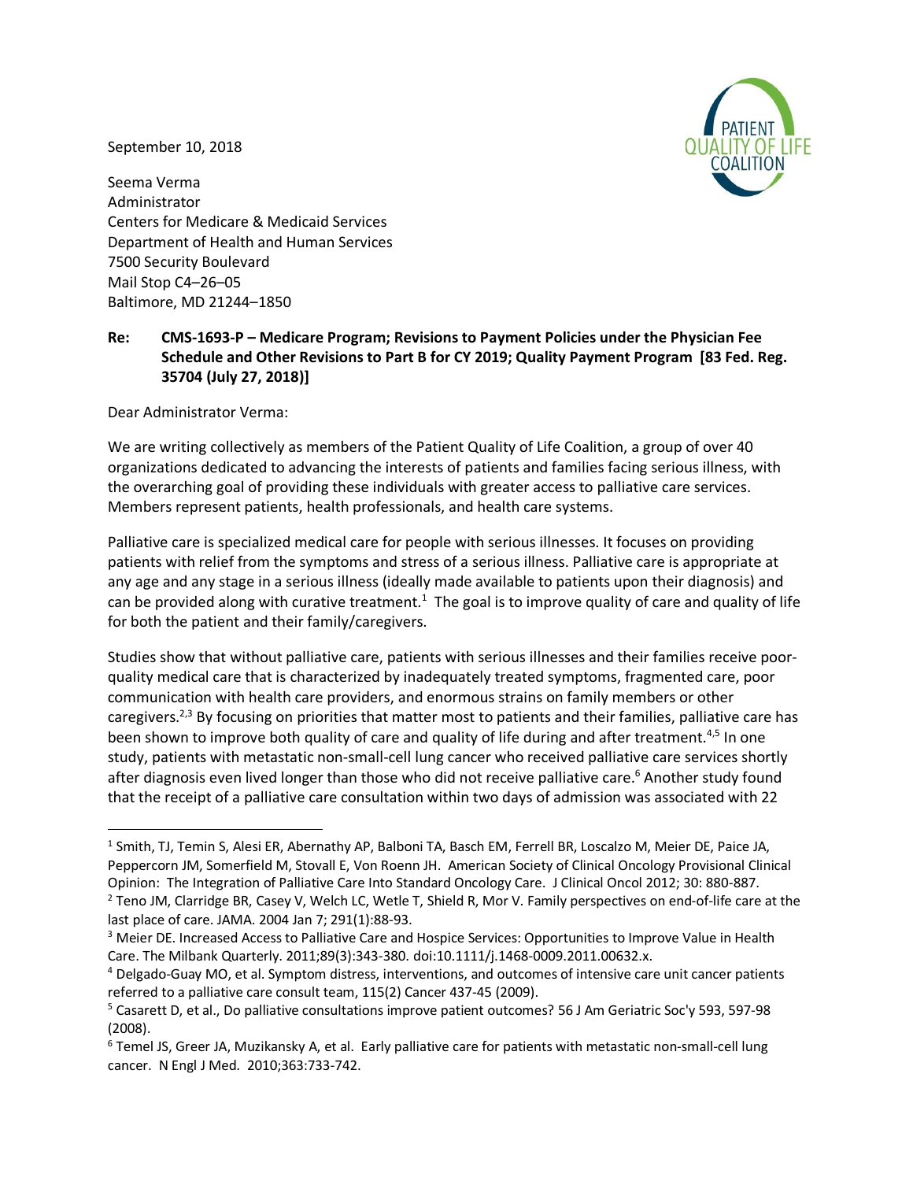September 10, 2018

Seema Verma
Administrator
Centers for Medicare & Medicaid Services
Department of Health and Human Services
7500 Security Boulevard
Mail Stop C4–26–05
Baltimore, MD 21244–1850

**Re: CMS-1693-P – Medicare Program; Revisions to Payment Policies under the Physician Fee Schedule and Other Revisions to Part B for CY 2019; Quality Payment Program [83 Fed. Reg. 35704 (July 27, 2018)]**

Dear Administrator Verma:

We are writing collectively as members of the Patient Quality of Life Coalition, a group of over 40 organizations dedicated to advancing the interests of patients and families facing serious illness, with the overarching goal of providing these individuals with greater access to palliative care services. Members represent patients, health professionals, and health care systems.

Palliative care is specialized medical care for people with serious illnesses. It focuses on providing patients with relief from the symptoms and stress of a serious illness. Palliative care is appropriate at any age and any stage in a serious illness (ideally made available to patients upon their diagnosis) and can be provided along with curative treatment.[1] The goal is to improve quality of care and quality of life for both the patient and their family/caregivers.

Studies show that without palliative care, patients with serious illnesses and their families receive poor-quality medical care that is characterized by inadequately treated symptoms, fragmented care, poor communication with health care providers, and enormous strains on family members or other caregivers.[2,3] By focusing on priorities that matter most to patients and their families, palliative care has been shown to improve both quality of care and quality of life during and after treatment.[4,5] In one study, patients with metastatic non-small-cell lung cancer who received palliative care services shortly after diagnosis even lived longer than those who did not receive palliative care.[6] Another study found that the receipt of a palliative care consultation within two days of admission was associated with 22

---

[1] Smith, TJ, Temin S, Alesi ER, Abernathy AP, Balboni TA, Basch EM, Ferrell BR, Loscalzo M, Meier DE, Paice JA, Peppercorn JM, Somerfield M, Stovall E, Von Roenn JH. American Society of Clinical Oncology Provisional Clinical Opinion: The Integration of Palliative Care Into Standard Oncology Care. J Clinical Oncol 2012; 30: 880-887.

[2] Teno JM, Clarridge BR, Casey V, Welch LC, Wetle T, Shield R, Mor V. Family perspectives on end-of-life care at the last place of care. JAMA. 2004 Jan 7; 291(1):88-93.

[3] Meier DE. Increased Access to Palliative Care and Hospice Services: Opportunities to Improve Value in Health Care. The Milbank Quarterly. 2011;89(3):343-380. doi:10.1111/j.1468-0009.2011.00632.x.

[4] Delgado-Guay MO, et al. Symptom distress, interventions, and outcomes of intensive care unit cancer patients referred to a palliative care consult team, 115(2) Cancer 437-45 (2009).

[5] Casarett D, et al., Do palliative consultations improve patient outcomes? 56 J Am Geriatric Soc'y 593, 597-98 (2008).

[6] Temel JS, Greer JA, Muzikansky A, et al. Early palliative care for patients with metastatic non-small-cell lung cancer. N Engl J Med. 2010;363:733-742.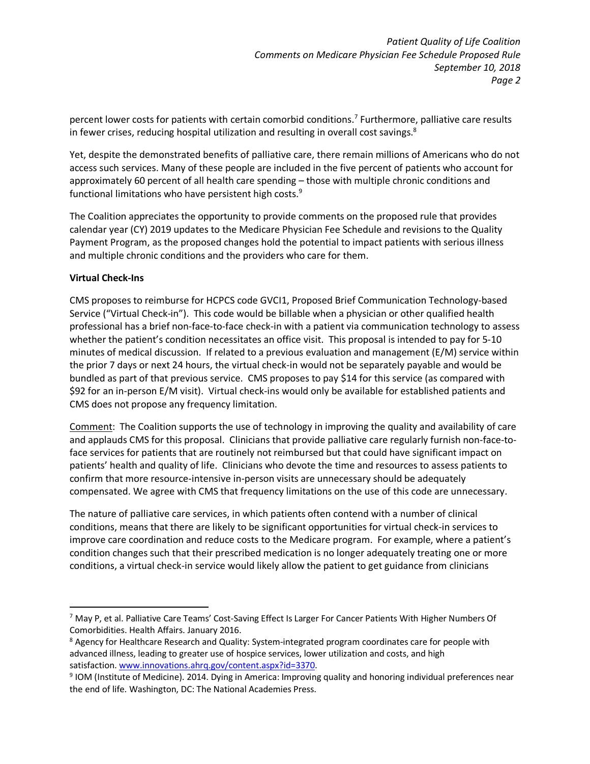percent lower costs for patients with certain comorbid conditions.[7] Furthermore, palliative care results in fewer crises, reducing hospital utilization and resulting in overall cost savings.[8]

Yet, despite the demonstrated benefits of palliative care, there remain millions of Americans who do not access such services. Many of these people are included in the five percent of patients who account for approximately 60 percent of all health care spending – those with multiple chronic conditions and functional limitations who have persistent high costs.[9]

The Coalition appreciates the opportunity to provide comments on the proposed rule that provides calendar year (CY) 2019 updates to the Medicare Physician Fee Schedule and revisions to the Quality Payment Program, as the proposed changes hold the potential to impact patients with serious illness and multiple chronic conditions and the providers who care for them.

**Virtual Check-Ins**

CMS proposes to reimburse for HCPCS code GVCI1, Proposed Brief Communication Technology-based Service ("Virtual Check-in"). This code would be billable when a physician or other qualified health professional has a brief non-face-to-face check-in with a patient via communication technology to assess whether the patient's condition necessitates an office visit. This proposal is intended to pay for 5-10 minutes of medical discussion. If related to a previous evaluation and management (E/M) service within the prior 7 days or next 24 hours, the virtual check-in would not be separately payable and would be bundled as part of that previous service. CMS proposes to pay $14 for this service (as compared with $92 for an in-person E/M visit). Virtual check-ins would only be available for established patients and CMS does not propose any frequency limitation.

<u>Comment</u>: The Coalition supports the use of technology in improving the quality and availability of care and applauds CMS for this proposal. Clinicians that provide palliative care regularly furnish non-face-to-face services for patients that are routinely not reimbursed but that could have significant impact on patients' health and quality of life. Clinicians who devote the time and resources to assess patients to confirm that more resource-intensive in-person visits are unnecessary should be adequately compensated. We agree with CMS that frequency limitations on the use of this code are unnecessary.

The nature of palliative care services, in which patients often contend with a number of clinical conditions, means that there are likely to be significant opportunities for virtual check-in services to improve care coordination and reduce costs to the Medicare program. For example, where a patient's condition changes such that their prescribed medication is no longer adequately treating one or more conditions, a virtual check-in service would likely allow the patient to get guidance from clinicians

---

[7] May P, et al. Palliative Care Teams' Cost-Saving Effect Is Larger For Cancer Patients With Higher Numbers Of Comorbidities. Health Affairs. January 2016.

[8] Agency for Healthcare Research and Quality: System-integrated program coordinates care for people with advanced illness, leading to greater use of hospice services, lower utilization and costs, and high satisfaction. [www.innovations.ahrq.gov/content.aspx?id=3370](www.innovations.ahrq.gov/content.aspx?id=3370).

[9] IOM (Institute of Medicine). 2014. Dying in America: Improving quality and honoring individual preferences near the end of life. Washington, DC: The National Academies Press.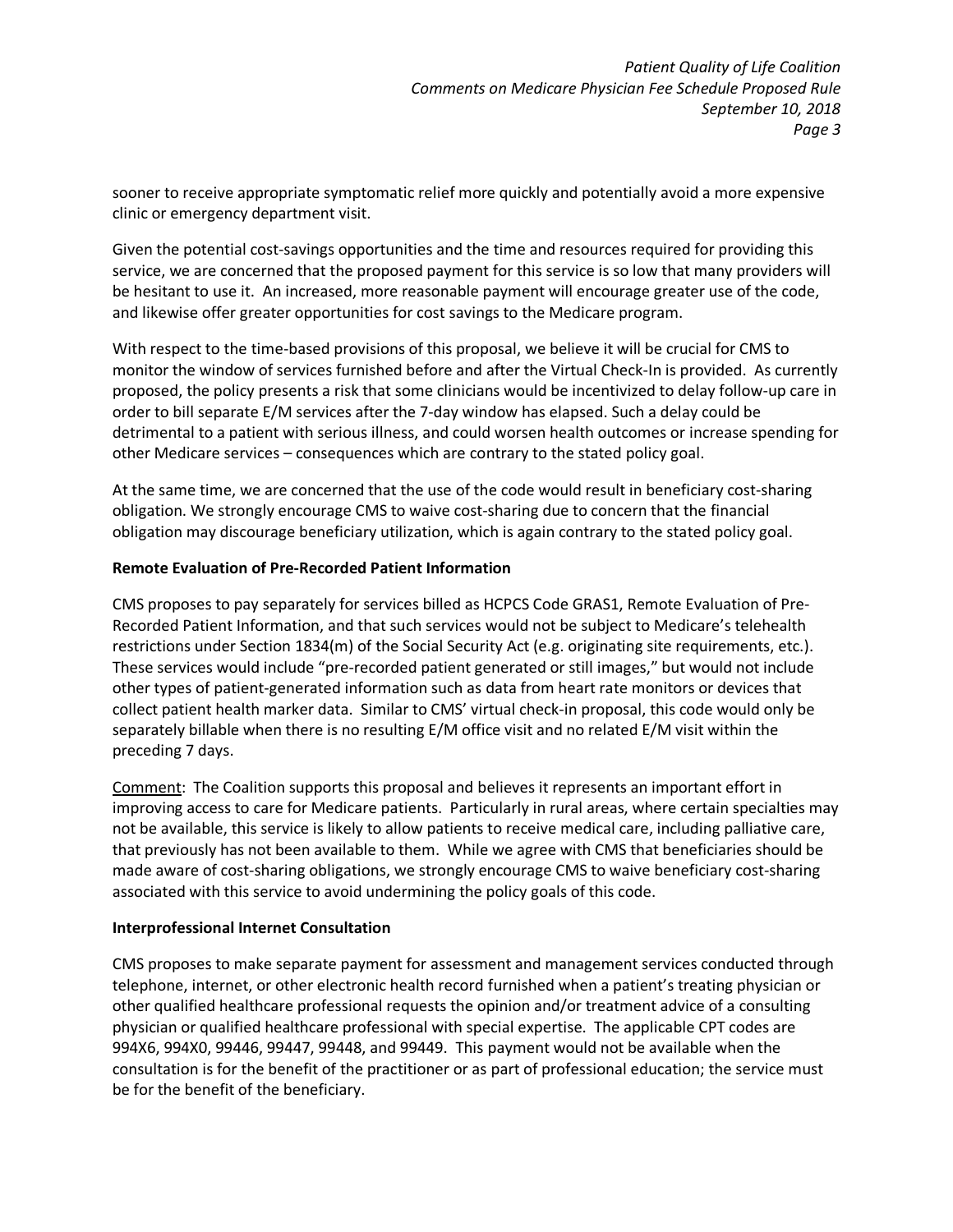sooner to receive appropriate symptomatic relief more quickly and potentially avoid a more expensive clinic or emergency department visit.

Given the potential cost-savings opportunities and the time and resources required for providing this service, we are concerned that the proposed payment for this service is so low that many providers will be hesitant to use it. An increased, more reasonable payment will encourage greater use of the code, and likewise offer greater opportunities for cost savings to the Medicare program.

With respect to the time-based provisions of this proposal, we believe it will be crucial for CMS to monitor the window of services furnished before and after the Virtual Check-In is provided. As currently proposed, the policy presents a risk that some clinicians would be incentivized to delay follow-up care in order to bill separate E/M services after the 7-day window has elapsed. Such a delay could be detrimental to a patient with serious illness, and could worsen health outcomes or increase spending for other Medicare services – consequences which are contrary to the stated policy goal.

At the same time, we are concerned that the use of the code would result in beneficiary cost-sharing obligation. We strongly encourage CMS to waive cost-sharing due to concern that the financial obligation may discourage beneficiary utilization, which is again contrary to the stated policy goal.

**Remote Evaluation of Pre-Recorded Patient Information**

CMS proposes to pay separately for services billed as HCPCS Code GRAS1, Remote Evaluation of Pre-Recorded Patient Information, and that such services would not be subject to Medicare's telehealth restrictions under Section 1834(m) of the Social Security Act (e.g. originating site requirements, etc.). These services would include "pre-recorded patient generated or still images," but would not include other types of patient-generated information such as data from heart rate monitors or devices that collect patient health marker data. Similar to CMS' virtual check-in proposal, this code would only be separately billable when there is no resulting E/M office visit and no related E/M visit within the preceding 7 days.

Comment: The Coalition supports this proposal and believes it represents an important effort in improving access to care for Medicare patients. Particularly in rural areas, where certain specialties may not be available, this service is likely to allow patients to receive medical care, including palliative care, that previously has not been available to them. While we agree with CMS that beneficiaries should be made aware of cost-sharing obligations, we strongly encourage CMS to waive beneficiary cost-sharing associated with this service to avoid undermining the policy goals of this code.

**Interprofessional Internet Consultation**

CMS proposes to make separate payment for assessment and management services conducted through telephone, internet, or other electronic health record furnished when a patient's treating physician or other qualified healthcare professional requests the opinion and/or treatment advice of a consulting physician or qualified healthcare professional with special expertise. The applicable CPT codes are 994X6, 994X0, 99446, 99447, 99448, and 99449. This payment would not be available when the consultation is for the benefit of the practitioner or as part of professional education; the service must be for the benefit of the beneficiary.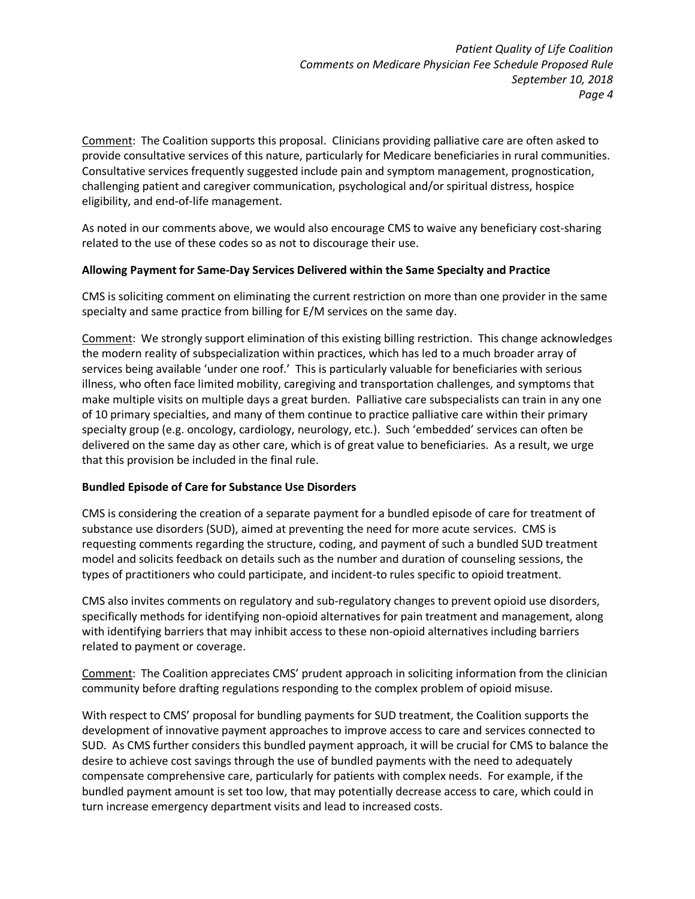Comment: The Coalition supports this proposal. Clinicians providing palliative care are often asked to provide consultative services of this nature, particularly for Medicare beneficiaries in rural communities. Consultative services frequently suggested include pain and symptom management, prognostication, challenging patient and caregiver communication, psychological and/or spiritual distress, hospice eligibility, and end-of-life management.

As noted in our comments above, we would also encourage CMS to waive any beneficiary cost-sharing related to the use of these codes so as not to discourage their use.

**Allowing Payment for Same-Day Services Delivered within the Same Specialty and Practice**

CMS is soliciting comment on eliminating the current restriction on more than one provider in the same specialty and same practice from billing for E/M services on the same day.

Comment: We strongly support elimination of this existing billing restriction. This change acknowledges the modern reality of subspecialization within practices, which has led to a much broader array of services being available 'under one roof.' This is particularly valuable for beneficiaries with serious illness, who often face limited mobility, caregiving and transportation challenges, and symptoms that make multiple visits on multiple days a great burden. Palliative care subspecialists can train in any one of 10 primary specialties, and many of them continue to practice palliative care within their primary specialty group (e.g. oncology, cardiology, neurology, etc.). Such 'embedded' services can often be delivered on the same day as other care, which is of great value to beneficiaries. As a result, we urge that this provision be included in the final rule.

**Bundled Episode of Care for Substance Use Disorders**

CMS is considering the creation of a separate payment for a bundled episode of care for treatment of substance use disorders (SUD), aimed at preventing the need for more acute services. CMS is requesting comments regarding the structure, coding, and payment of such a bundled SUD treatment model and solicits feedback on details such as the number and duration of counseling sessions, the types of practitioners who could participate, and incident-to rules specific to opioid treatment.

CMS also invites comments on regulatory and sub-regulatory changes to prevent opioid use disorders, specifically methods for identifying non-opioid alternatives for pain treatment and management, along with identifying barriers that may inhibit access to these non-opioid alternatives including barriers related to payment or coverage.

Comment: The Coalition appreciates CMS' prudent approach in soliciting information from the clinician community before drafting regulations responding to the complex problem of opioid misuse.

With respect to CMS' proposal for bundling payments for SUD treatment, the Coalition supports the development of innovative payment approaches to improve access to care and services connected to SUD. As CMS further considers this bundled payment approach, it will be crucial for CMS to balance the desire to achieve cost savings through the use of bundled payments with the need to adequately compensate comprehensive care, particularly for patients with complex needs. For example, if the bundled payment amount is set too low, that may potentially decrease access to care, which could in turn increase emergency department visits and lead to increased costs.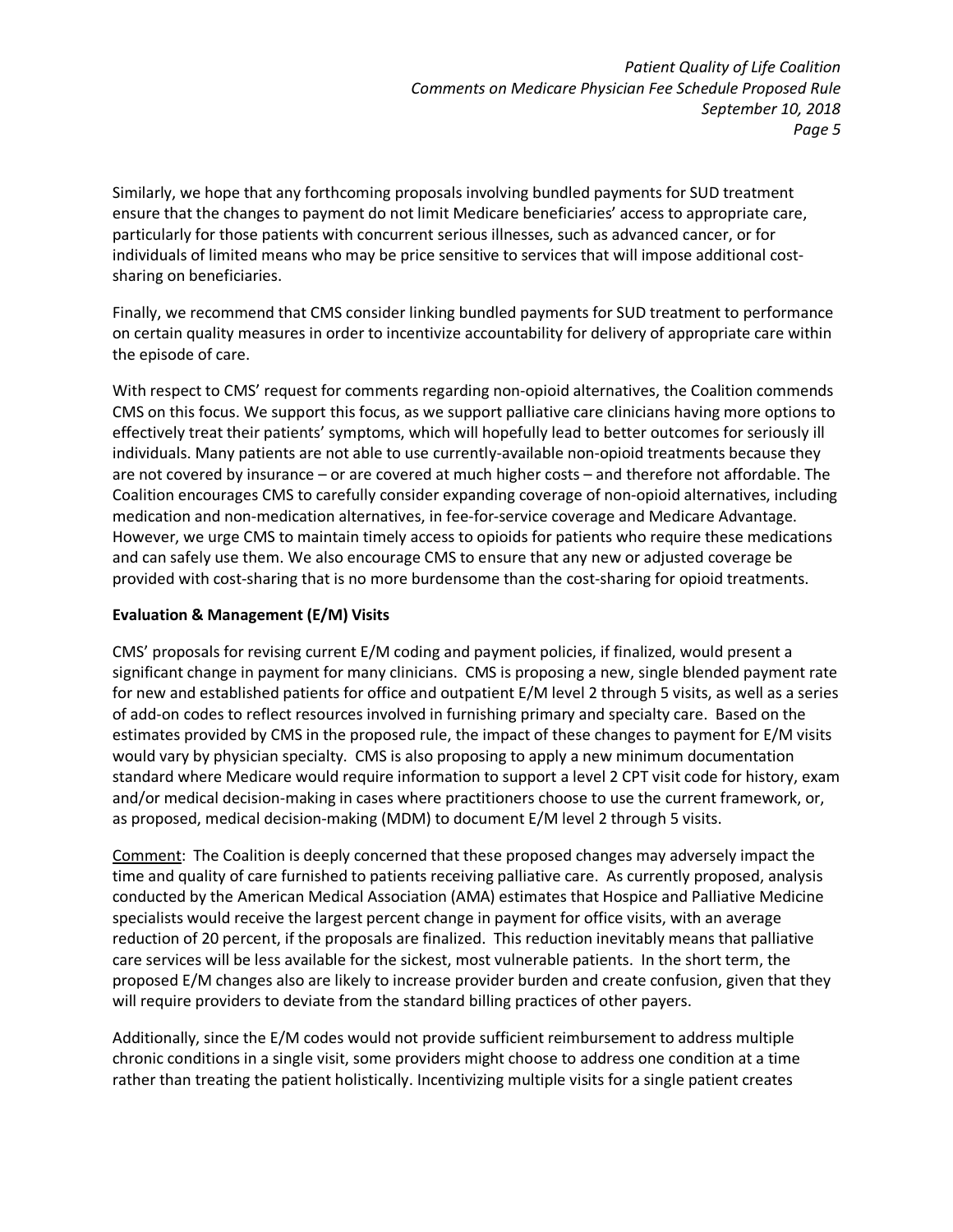Similarly, we hope that any forthcoming proposals involving bundled payments for SUD treatment ensure that the changes to payment do not limit Medicare beneficiaries' access to appropriate care, particularly for those patients with concurrent serious illnesses, such as advanced cancer, or for individuals of limited means who may be price sensitive to services that will impose additional cost-sharing on beneficiaries.

Finally, we recommend that CMS consider linking bundled payments for SUD treatment to performance on certain quality measures in order to incentivize accountability for delivery of appropriate care within the episode of care.

With respect to CMS' request for comments regarding non-opioid alternatives, the Coalition commends CMS on this focus. We support this focus, as we support palliative care clinicians having more options to effectively treat their patients' symptoms, which will hopefully lead to better outcomes for seriously ill individuals. Many patients are not able to use currently-available non-opioid treatments because they are not covered by insurance – or are covered at much higher costs – and therefore not affordable. The Coalition encourages CMS to carefully consider expanding coverage of non-opioid alternatives, including medication and non-medication alternatives, in fee-for-service coverage and Medicare Advantage. However, we urge CMS to maintain timely access to opioids for patients who require these medications and can safely use them. We also encourage CMS to ensure that any new or adjusted coverage be provided with cost-sharing that is no more burdensome than the cost-sharing for opioid treatments.

**Evaluation & Management (E/M) Visits**

CMS' proposals for revising current E/M coding and payment policies, if finalized, would present a significant change in payment for many clinicians. CMS is proposing a new, single blended payment rate for new and established patients for office and outpatient E/M level 2 through 5 visits, as well as a series of add-on codes to reflect resources involved in furnishing primary and specialty care. Based on the estimates provided by CMS in the proposed rule, the impact of these changes to payment for E/M visits would vary by physician specialty. CMS is also proposing to apply a new minimum documentation standard where Medicare would require information to support a level 2 CPT visit code for history, exam and/or medical decision-making in cases where practitioners choose to use the current framework, or, as proposed, medical decision-making (MDM) to document E/M level 2 through 5 visits.

Comment: The Coalition is deeply concerned that these proposed changes may adversely impact the time and quality of care furnished to patients receiving palliative care. As currently proposed, analysis conducted by the American Medical Association (AMA) estimates that Hospice and Palliative Medicine specialists would receive the largest percent change in payment for office visits, with an average reduction of 20 percent, if the proposals are finalized. This reduction inevitably means that palliative care services will be less available for the sickest, most vulnerable patients. In the short term, the proposed E/M changes also are likely to increase provider burden and create confusion, given that they will require providers to deviate from the standard billing practices of other payers.

Additionally, since the E/M codes would not provide sufficient reimbursement to address multiple chronic conditions in a single visit, some providers might choose to address one condition at a time rather than treating the patient holistically. Incentivizing multiple visits for a single patient creates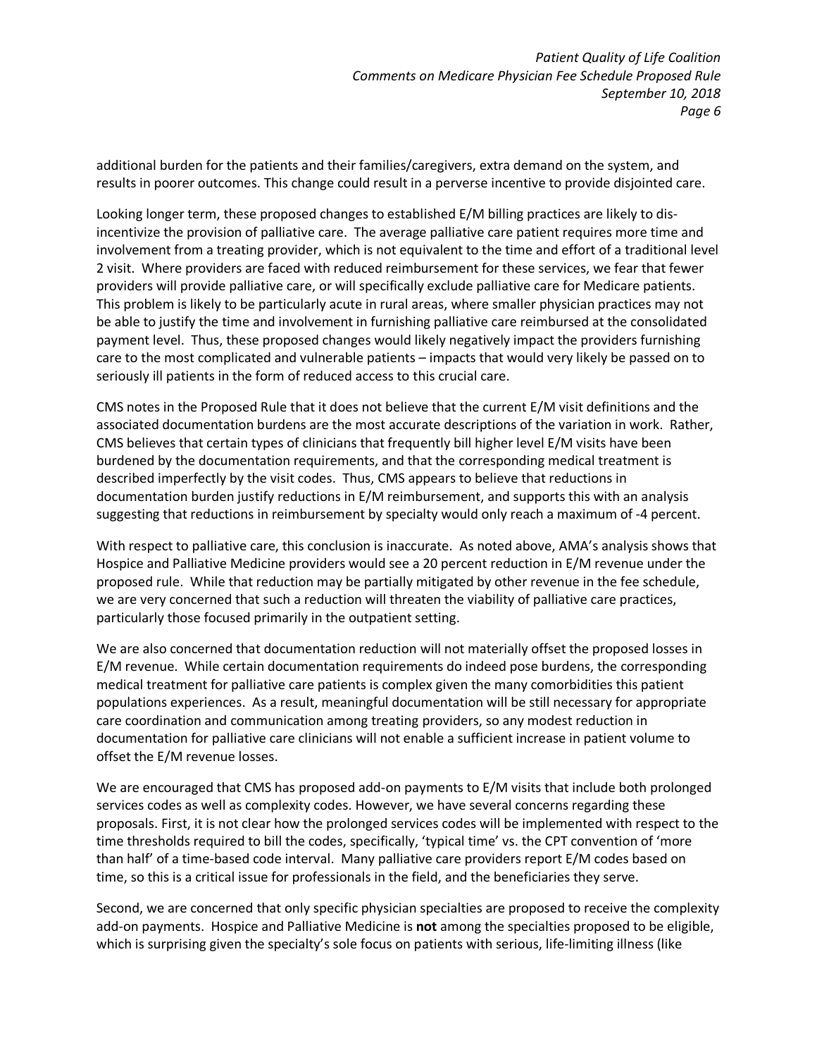additional burden for the patients and their families/caregivers, extra demand on the system, and results in poorer outcomes. This change could result in a perverse incentive to provide disjointed care.

Looking longer term, these proposed changes to established E/M billing practices are likely to dis-incentivize the provision of palliative care. The average palliative care patient requires more time and involvement from a treating provider, which is not equivalent to the time and effort of a traditional level 2 visit. Where providers are faced with reduced reimbursement for these services, we fear that fewer providers will provide palliative care, or will specifically exclude palliative care for Medicare patients. This problem is likely to be particularly acute in rural areas, where smaller physician practices may not be able to justify the time and involvement in furnishing palliative care reimbursed at the consolidated payment level. Thus, these proposed changes would likely negatively impact the providers furnishing care to the most complicated and vulnerable patients – impacts that would very likely be passed on to seriously ill patients in the form of reduced access to this crucial care.

CMS notes in the Proposed Rule that it does not believe that the current E/M visit definitions and the associated documentation burdens are the most accurate descriptions of the variation in work. Rather, CMS believes that certain types of clinicians that frequently bill higher level E/M visits have been burdened by the documentation requirements, and that the corresponding medical treatment is described imperfectly by the visit codes. Thus, CMS appears to believe that reductions in documentation burden justify reductions in E/M reimbursement, and supports this with an analysis suggesting that reductions in reimbursement by specialty would only reach a maximum of -4 percent.

With respect to palliative care, this conclusion is inaccurate. As noted above, AMA's analysis shows that Hospice and Palliative Medicine providers would see a 20 percent reduction in E/M revenue under the proposed rule. While that reduction may be partially mitigated by other revenue in the fee schedule, we are very concerned that such a reduction will threaten the viability of palliative care practices, particularly those focused primarily in the outpatient setting.

We are also concerned that documentation reduction will not materially offset the proposed losses in E/M revenue. While certain documentation requirements do indeed pose burdens, the corresponding medical treatment for palliative care patients is complex given the many comorbidities this patient populations experiences. As a result, meaningful documentation will be still necessary for appropriate care coordination and communication among treating providers, so any modest reduction in documentation for palliative care clinicians will not enable a sufficient increase in patient volume to offset the E/M revenue losses.

We are encouraged that CMS has proposed add-on payments to E/M visits that include both prolonged services codes as well as complexity codes. However, we have several concerns regarding these proposals. First, it is not clear how the prolonged services codes will be implemented with respect to the time thresholds required to bill the codes, specifically, 'typical time' vs. the CPT convention of 'more than half' of a time-based code interval. Many palliative care providers report E/M codes based on time, so this is a critical issue for professionals in the field, and the beneficiaries they serve.

Second, we are concerned that only specific physician specialties are proposed to receive the complexity add-on payments. Hospice and Palliative Medicine is **not** among the specialties proposed to be eligible, which is surprising given the specialty's sole focus on patients with serious, life-limiting illness (like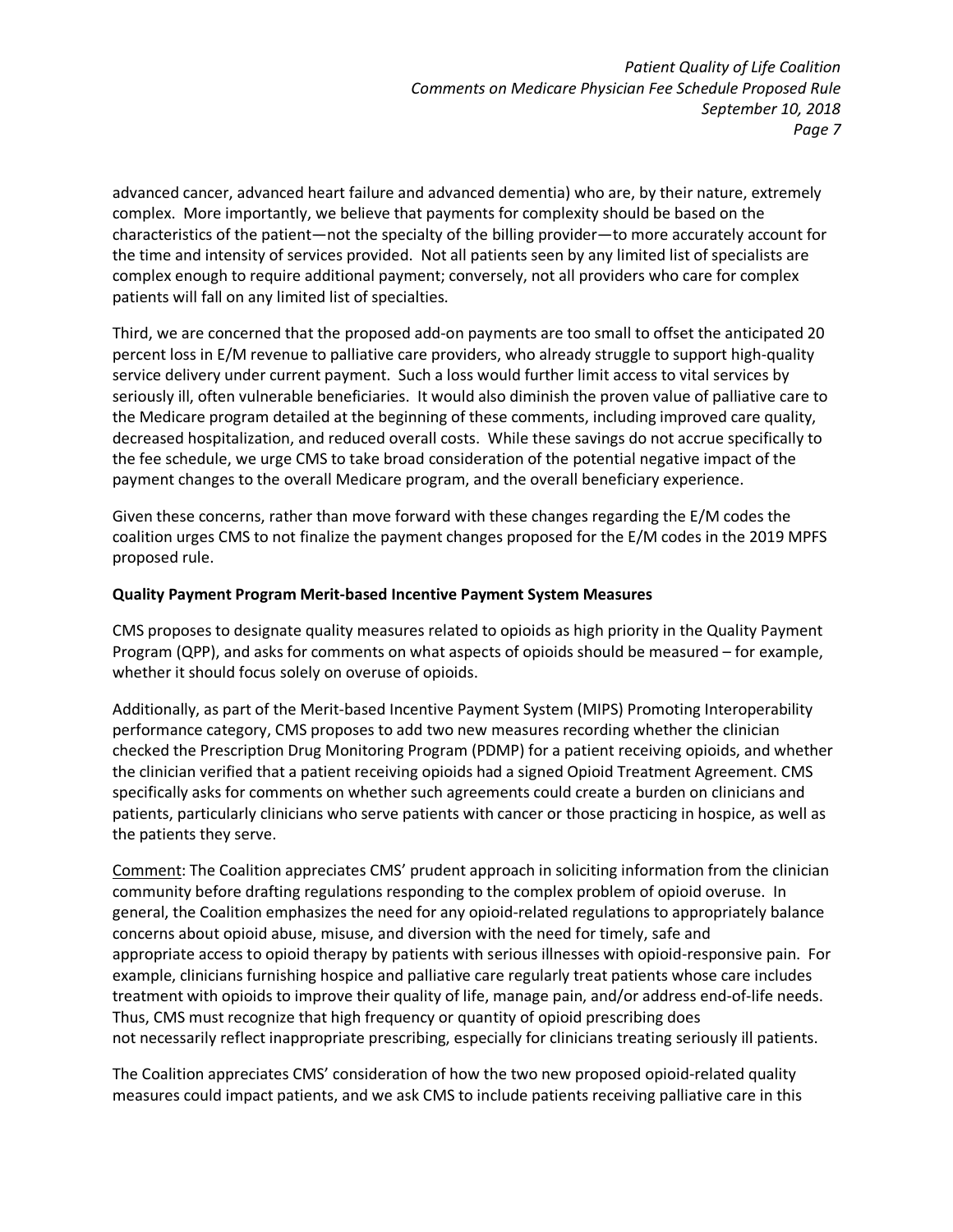advanced cancer, advanced heart failure and advanced dementia) who are, by their nature, extremely complex. More importantly, we believe that payments for complexity should be based on the characteristics of the patient—not the specialty of the billing provider—to more accurately account for the time and intensity of services provided. Not all patients seen by any limited list of specialists are complex enough to require additional payment; conversely, not all providers who care for complex patients will fall on any limited list of specialties.

Third, we are concerned that the proposed add-on payments are too small to offset the anticipated 20 percent loss in E/M revenue to palliative care providers, who already struggle to support high-quality service delivery under current payment. Such a loss would further limit access to vital services by seriously ill, often vulnerable beneficiaries. It would also diminish the proven value of palliative care to the Medicare program detailed at the beginning of these comments, including improved care quality, decreased hospitalization, and reduced overall costs. While these savings do not accrue specifically to the fee schedule, we urge CMS to take broad consideration of the potential negative impact of the payment changes to the overall Medicare program, and the overall beneficiary experience.

Given these concerns, rather than move forward with these changes regarding the E/M codes the coalition urges CMS to not finalize the payment changes proposed for the E/M codes in the 2019 MPFS proposed rule.

**Quality Payment Program Merit-based Incentive Payment System Measures**

CMS proposes to designate quality measures related to opioids as high priority in the Quality Payment Program (QPP), and asks for comments on what aspects of opioids should be measured – for example, whether it should focus solely on overuse of opioids.

Additionally, as part of the Merit-based Incentive Payment System (MIPS) Promoting Interoperability performance category, CMS proposes to add two new measures recording whether the clinician checked the Prescription Drug Monitoring Program (PDMP) for a patient receiving opioids, and whether the clinician verified that a patient receiving opioids had a signed Opioid Treatment Agreement. CMS specifically asks for comments on whether such agreements could create a burden on clinicians and patients, particularly clinicians who serve patients with cancer or those practicing in hospice, as well as the patients they serve.

<u>Comment</u>: The Coalition appreciates CMS' prudent approach in soliciting information from the clinician community before drafting regulations responding to the complex problem of opioid overuse. In general, the Coalition emphasizes the need for any opioid-related regulations to appropriately balance concerns about opioid abuse, misuse, and diversion with the need for timely, safe and appropriate access to opioid therapy by patients with serious illnesses with opioid-responsive pain. For example, clinicians furnishing hospice and palliative care regularly treat patients whose care includes treatment with opioids to improve their quality of life, manage pain, and/or address end-of-life needs. Thus, CMS must recognize that high frequency or quantity of opioid prescribing does not necessarily reflect inappropriate prescribing, especially for clinicians treating seriously ill patients.

The Coalition appreciates CMS' consideration of how the two new proposed opioid-related quality measures could impact patients, and we ask CMS to include patients receiving palliative care in this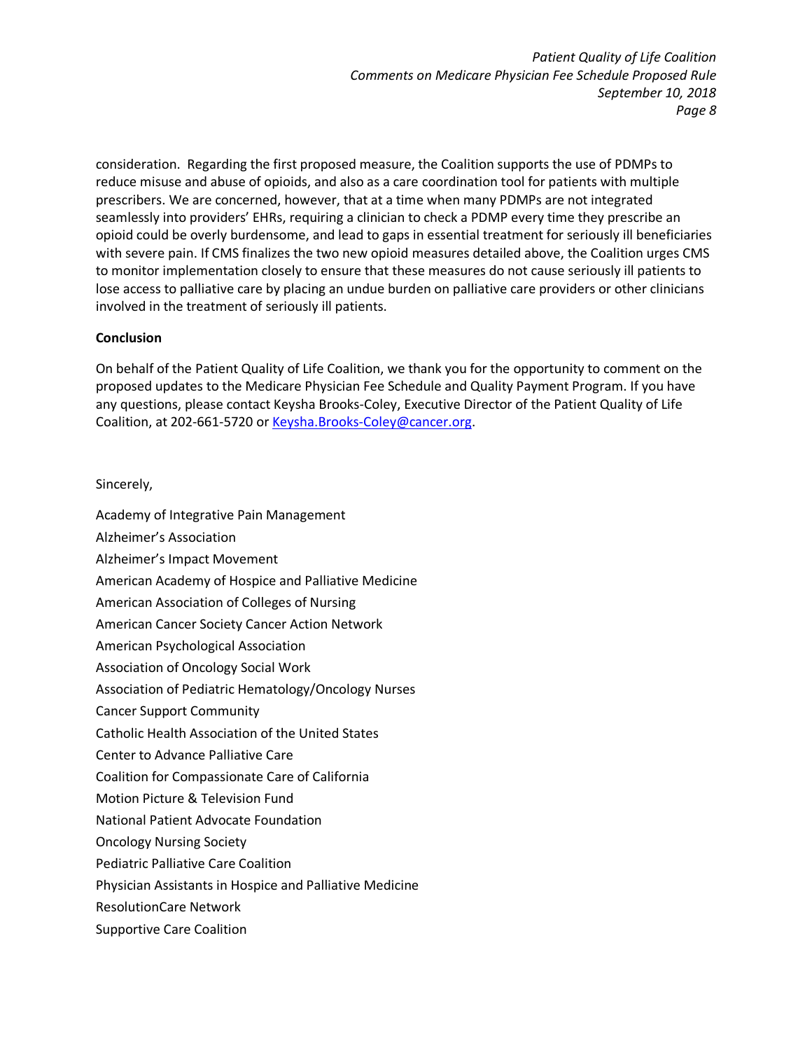consideration. Regarding the first proposed measure, the Coalition supports the use of PDMPs to reduce misuse and abuse of opioids, and also as a care coordination tool for patients with multiple prescribers. We are concerned, however, that at a time when many PDMPs are not integrated seamlessly into providers' EHRs, requiring a clinician to check a PDMP every time they prescribe an opioid could be overly burdensome, and lead to gaps in essential treatment for seriously ill beneficiaries with severe pain. If CMS finalizes the two new opioid measures detailed above, the Coalition urges CMS to monitor implementation closely to ensure that these measures do not cause seriously ill patients to lose access to palliative care by placing an undue burden on palliative care providers or other clinicians involved in the treatment of seriously ill patients.

**Conclusion**

On behalf of the Patient Quality of Life Coalition, we thank you for the opportunity to comment on the proposed updates to the Medicare Physician Fee Schedule and Quality Payment Program. If you have any questions, please contact Keysha Brooks-Coley, Executive Director of the Patient Quality of Life Coalition, at 202-661-5720 or Keysha.Brooks-Coley@cancer.org.

Sincerely,

Academy of Integrative Pain Management
Alzheimer's Association
Alzheimer's Impact Movement
American Academy of Hospice and Palliative Medicine
American Association of Colleges of Nursing
American Cancer Society Cancer Action Network
American Psychological Association
Association of Oncology Social Work
Association of Pediatric Hematology/Oncology Nurses
Cancer Support Community
Catholic Health Association of the United States
Center to Advance Palliative Care
Coalition for Compassionate Care of California
Motion Picture & Television Fund
National Patient Advocate Foundation
Oncology Nursing Society
Pediatric Palliative Care Coalition
Physician Assistants in Hospice and Palliative Medicine
ResolutionCare Network
Supportive Care Coalition